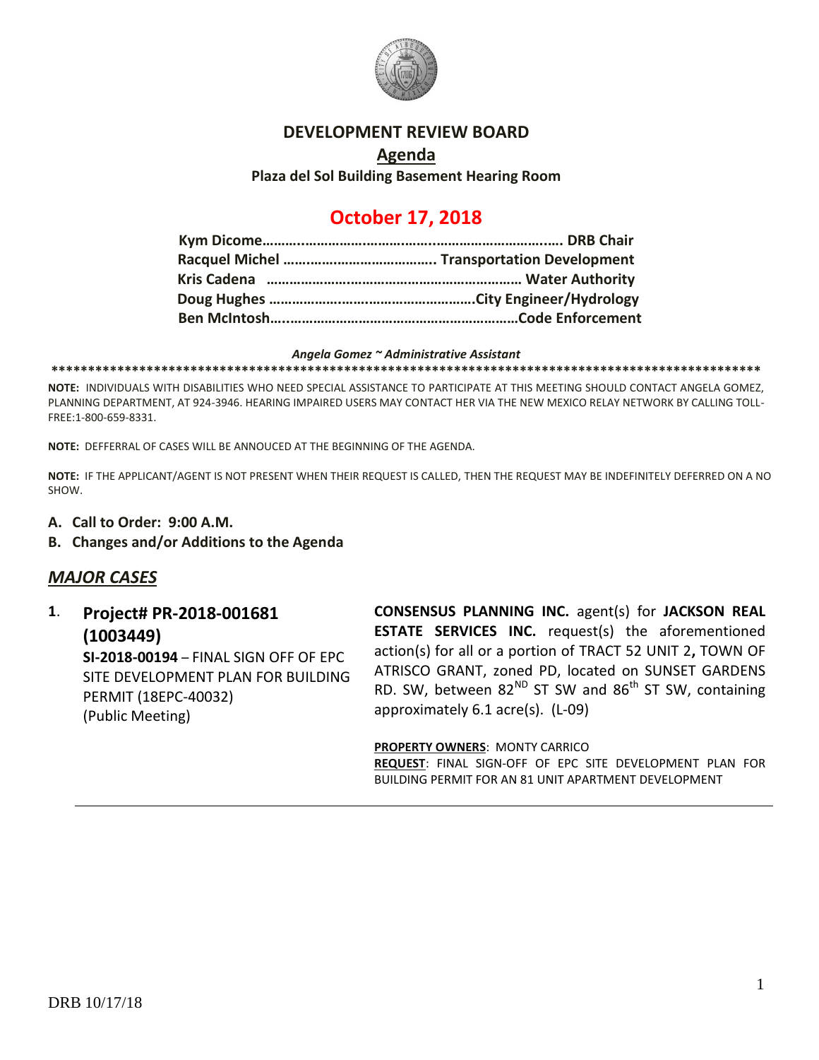# DEVELOPMENT REVIEW BOARD

## Agenda

**Plaza del Sol Building Basement Hearing Room**

# October 17, 2018

**Kym Dicome……………………………………………………………. DRB Chair**
**Racquel Michel ………………………………….. Transportation Development**
**Kris Cadena ………………………………………………………… Water Authority**
**Doug Hughes ……………………………………………City Engineer/Hydrology**
**Ben McIntosh…………………………………………………………Code Enforcement**

***Angela Gomez ~ Administrative Assistant***

****************************************************************************************************

**NOTE:** INDIVIDUALS WITH DISABILITIES WHO NEED SPECIAL ASSISTANCE TO PARTICIPATE AT THIS MEETING SHOULD CONTACT ANGELA GOMEZ, PLANNING DEPARTMENT, AT 924-3946. HEARING IMPAIRED USERS MAY CONTACT HER VIA THE NEW MEXICO RELAY NETWORK BY CALLING TOLL-FREE:1-800-659-8331.

**NOTE:** DEFFERRAL OF CASES WILL BE ANNOUCED AT THE BEGINNING OF THE AGENDA.

**NOTE:** IF THE APPLICANT/AGENT IS NOT PRESENT WHEN THEIR REQUEST IS CALLED, THEN THE REQUEST MAY BE INDEFINITELY DEFERRED ON A NO SHOW.

**A. Call to Order: 9:00 A.M.**

**B. Changes and/or Additions to the Agenda**

## *MAJOR CASES*

**1. Project# PR-2018-001681 (1003449)**

**SI-2018-00194** – FINAL SIGN OFF OF EPC SITE DEVELOPMENT PLAN FOR BUILDING PERMIT (18EPC-40032)
(Public Meeting)

**CONSENSUS PLANNING INC.** agent(s) for **JACKSON REAL ESTATE SERVICES INC.** request(s) the aforementioned action(s) for all or a portion of TRACT 52 UNIT 2**,** TOWN OF ATRISCO GRANT, zoned PD, located on SUNSET GARDENS RD. SW, between 82ND ST SW and 86th ST SW, containing approximately 6.1 acre(s). (L-09)

**PROPERTY OWNERS**: MONTY CARRICO
**REQUEST**: FINAL SIGN-OFF OF EPC SITE DEVELOPMENT PLAN FOR BUILDING PERMIT FOR AN 81 UNIT APARTMENT DEVELOPMENT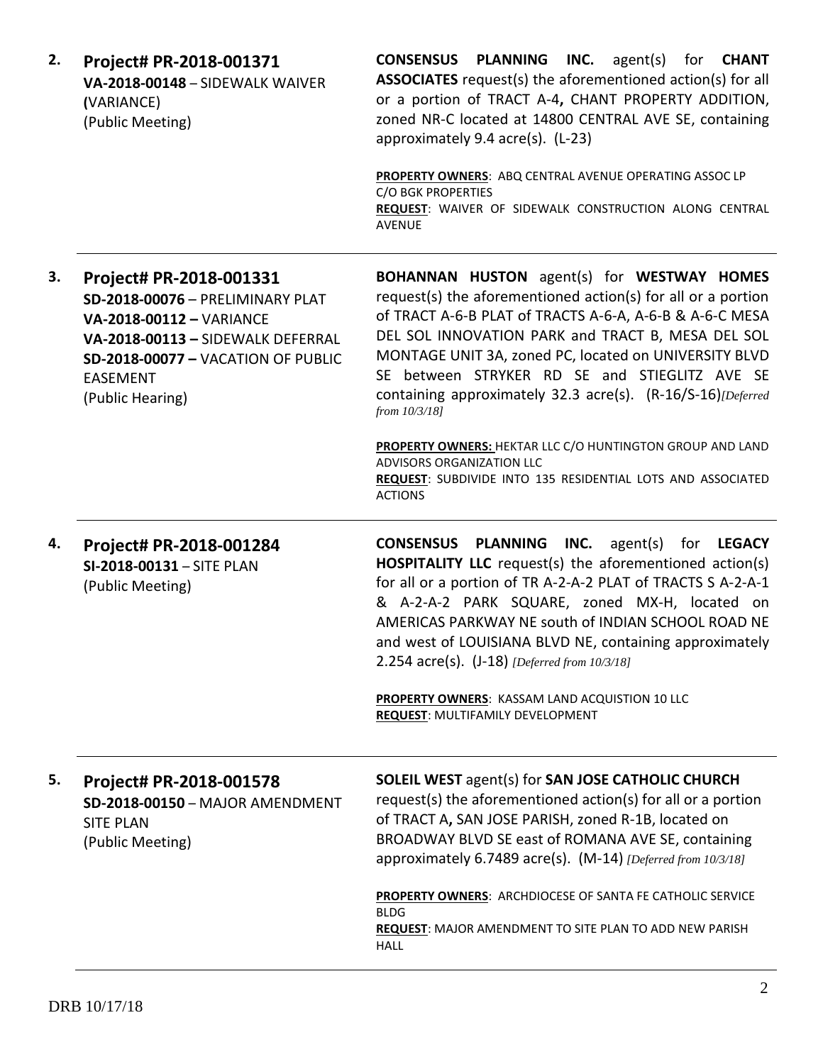2. **Project# PR-2018-001371**
**VA-2018-00148** – SIDEWALK WAIVER **(**VARIANCE)
(Public Meeting)

**CONSENSUS PLANNING INC.** agent(s) for **CHANT ASSOCIATES** request(s) the aforementioned action(s) for all or a portion of TRACT A-4**,** CHANT PROPERTY ADDITION, zoned NR-C located at 14800 CENTRAL AVE SE, containing approximately 9.4 acre(s). (L-23)

**PROPERTY OWNERS**: ABQ CENTRAL AVENUE OPERATING ASSOC LP C/O BGK PROPERTIES
**REQUEST**: WAIVER OF SIDEWALK CONSTRUCTION ALONG CENTRAL AVENUE

---

3. **Project# PR-2018-001331**
**SD-2018-00076** – PRELIMINARY PLAT
**VA-2018-00112 –** VARIANCE
**VA-2018-00113 –** SIDEWALK DEFERRAL
**SD-2018-00077 –** VACATION OF PUBLIC EASEMENT
(Public Hearing)

**BOHANNAN HUSTON** agent(s) for **WESTWAY HOMES** request(s) the aforementioned action(s) for all or a portion of TRACT A-6-B PLAT of TRACTS A-6-A, A-6-B & A-6-C MESA DEL SOL INNOVATION PARK and TRACT B, MESA DEL SOL MONTAGE UNIT 3A, zoned PC, located on UNIVERSITY BLVD SE between STRYKER RD SE and STIEGLITZ AVE SE containing approximately 32.3 acre(s). (R-16/S-16)*[Deferred from 10/3/18]*

**PROPERTY OWNERS:** HEKTAR LLC C/O HUNTINGTON GROUP AND LAND ADVISORS ORGANIZATION LLC
**REQUEST**: SUBDIVIDE INTO 135 RESIDENTIAL LOTS AND ASSOCIATED ACTIONS

---

4. **Project# PR-2018-001284**
**SI-2018-00131** – SITE PLAN
(Public Meeting)

**CONSENSUS PLANNING INC.** agent(s) for **LEGACY HOSPITALITY LLC** request(s) the aforementioned action(s) for all or a portion of TR A-2-A-2 PLAT of TRACTS S A-2-A-1 & A-2-A-2 PARK SQUARE, zoned MX-H, located on AMERICAS PARKWAY NE south of INDIAN SCHOOL ROAD NE and west of LOUISIANA BLVD NE, containing approximately 2.254 acre(s). (J-18) *[Deferred from 10/3/18]*

**PROPERTY OWNERS**: KASSAM LAND ACQUISTION 10 LLC
**REQUEST**: MULTIFAMILY DEVELOPMENT

---

5. **Project# PR-2018-001578**
**SD-2018-00150** – MAJOR AMENDMENT SITE PLAN
(Public Meeting)

**SOLEIL WEST** agent(s) for **SAN JOSE CATHOLIC CHURCH** request(s) the aforementioned action(s) for all or a portion of TRACT A**,** SAN JOSE PARISH, zoned R-1B, located on BROADWAY BLVD SE east of ROMANA AVE SE, containing approximately 6.7489 acre(s). (M-14) *[Deferred from 10/3/18]*

**PROPERTY OWNERS**: ARCHDIOCESE OF SANTA FE CATHOLIC SERVICE BLDG
**REQUEST**: MAJOR AMENDMENT TO SITE PLAN TO ADD NEW PARISH HALL

---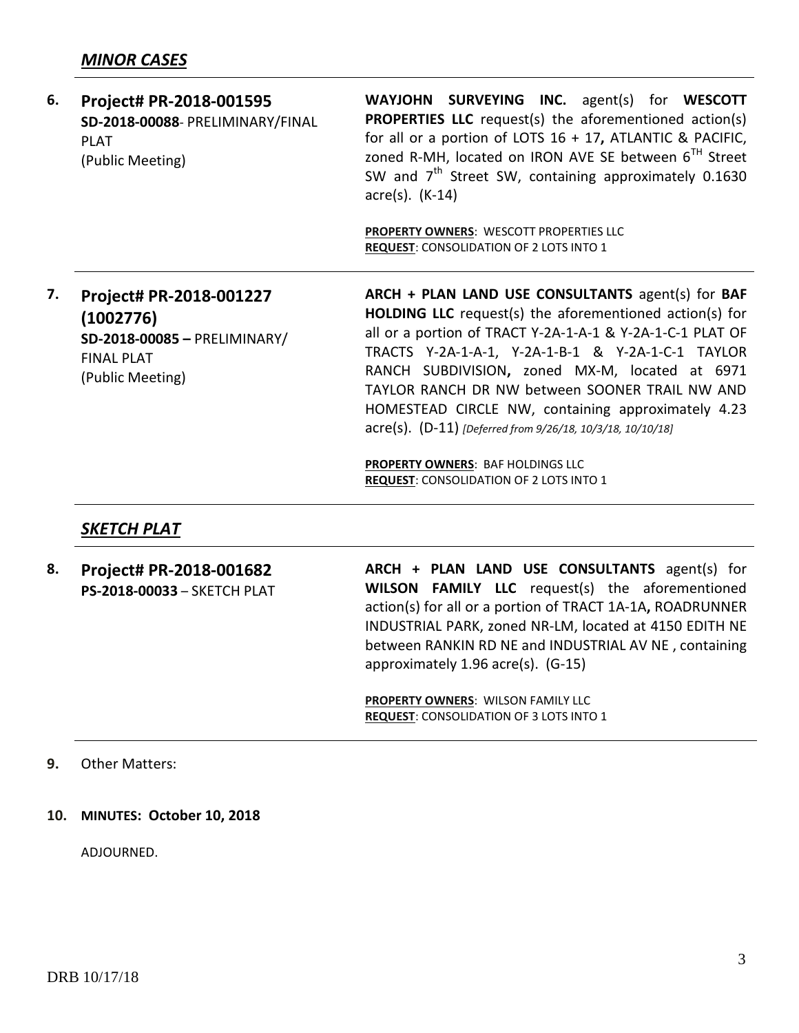## *MINOR CASES*

**6.** **Project# PR-2018-001595**
**SD-2018-00088**- PRELIMINARY/FINAL PLAT
(Public Meeting)

**WAYJOHN SURVEYING INC.** agent(s) for **WESCOTT PROPERTIES LLC** request(s) the aforementioned action(s) for all or a portion of LOTS 16 + 17**,** ATLANTIC & PACIFIC, zoned R-MH, located on IRON AVE SE between 6[TH] Street SW and 7[th] Street SW, containing approximately 0.1630 acre(s). (K-14)

**PROPERTY OWNERS**: WESCOTT PROPERTIES LLC
**REQUEST**: CONSOLIDATION OF 2 LOTS INTO 1

---

**7.** **Project# PR-2018-001227 (1002776)**
**SD-2018-00085 –** PRELIMINARY/ FINAL PLAT
(Public Meeting)

**ARCH + PLAN LAND USE CONSULTANTS** agent(s) for **BAF HOLDING LLC** request(s) the aforementioned action(s) for all or a portion of TRACT Y-2A-1-A-1 & Y-2A-1-C-1 PLAT OF TRACTS Y-2A-1-A-1, Y-2A-1-B-1 & Y-2A-1-C-1 TAYLOR RANCH SUBDIVISION**,** zoned MX-M, located at 6971 TAYLOR RANCH DR NW between SOONER TRAIL NW AND HOMESTEAD CIRCLE NW, containing approximately 4.23 acre(s). (D-11) *[Deferred from 9/26/18, 10/3/18, 10/10/18]*

**PROPERTY OWNERS**: BAF HOLDINGS LLC
**REQUEST**: CONSOLIDATION OF 2 LOTS INTO 1

---

## *SKETCH PLAT*

**8.** **Project# PR-2018-001682**
**PS-2018-00033** – SKETCH PLAT

**ARCH + PLAN LAND USE CONSULTANTS** agent(s) for **WILSON FAMILY LLC** request(s) the aforementioned action(s) for all or a portion of TRACT 1A-1A**,** ROADRUNNER INDUSTRIAL PARK, zoned NR-LM, located at 4150 EDITH NE between RANKIN RD NE and INDUSTRIAL AV NE , containing approximately 1.96 acre(s). (G-15)

**PROPERTY OWNERS**: WILSON FAMILY LLC
**REQUEST**: CONSOLIDATION OF 3 LOTS INTO 1

---

**9.** Other Matters:

**10.** **MINUTES: October 10, 2018**

ADJOURNED.